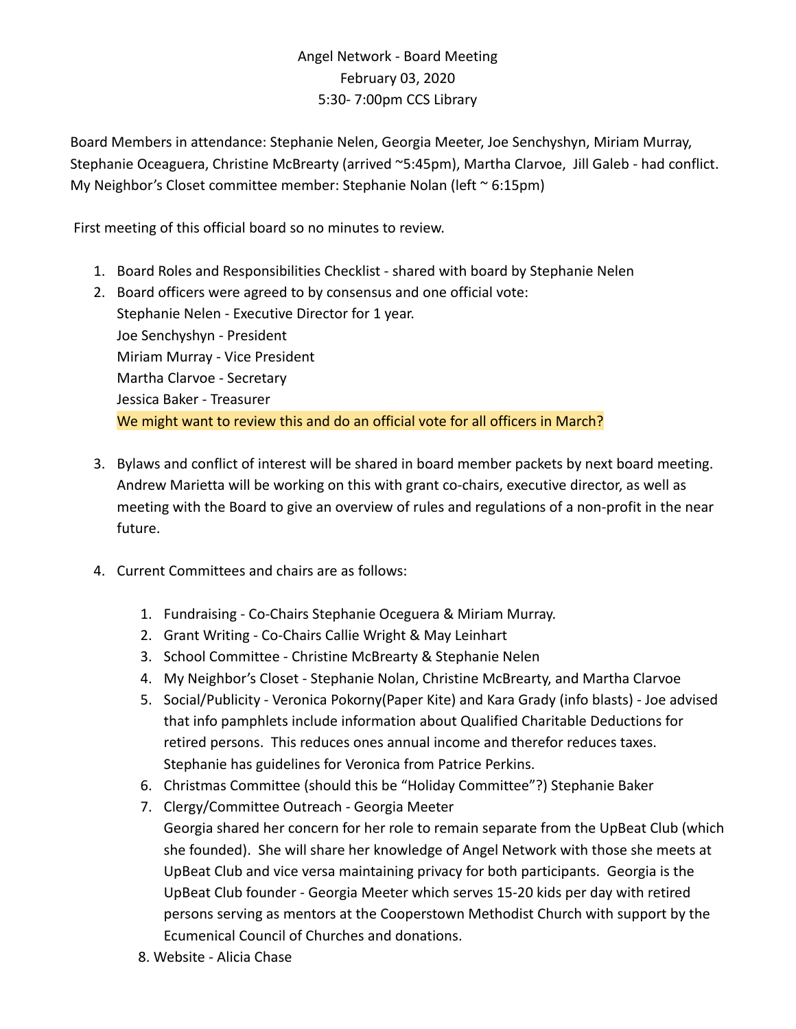Angel Network - Board Meeting
February 03, 2020
5:30- 7:00pm CCS Library

Board Members in attendance: Stephanie Nelen, Georgia Meeter, Joe Senchyshyn, Miriam Murray, Stephanie Oceaguera, Christine McBrearty (arrived ~5:45pm), Martha Clarvoe, Jill Galeb - had conflict.
My Neighbor's Closet committee member: Stephanie Nolan (left ~ 6:15pm)

First meeting of this official board so no minutes to review.

1. Board Roles and Responsibilities Checklist - shared with board by Stephanie Nelen
2. Board officers were agreed to by consensus and one official vote:
   Stephanie Nelen - Executive Director for 1 year.
   Joe Senchyshyn - President
   Miriam Murray - Vice President
   Martha Clarvoe - Secretary
   Jessica Baker - Treasurer
   We might want to review this and do an official vote for all officers in March?

3. Bylaws and conflict of interest will be shared in board member packets by next board meeting. Andrew Marietta will be working on this with grant co-chairs, executive director, as well as meeting with the Board to give an overview of rules and regulations of a non-profit in the near future.

4. Current Committees and chairs are as follows:

   1. Fundraising - Co-Chairs Stephanie Oceguera & Miriam Murray.
   2. Grant Writing - Co-Chairs Callie Wright & May Leinhart
   3. School Committee - Christine McBrearty & Stephanie Nelen
   4. My Neighbor's Closet - Stephanie Nolan, Christine McBrearty, and Martha Clarvoe
   5. Social/Publicity - Veronica Pokorny(Paper Kite) and Kara Grady (info blasts) - Joe advised that info pamphlets include information about Qualified Charitable Deductions for retired persons. This reduces ones annual income and therefor reduces taxes. Stephanie has guidelines for Veronica from Patrice Perkins.
   6. Christmas Committee (should this be "Holiday Committee"?) Stephanie Baker
   7. Clergy/Committee Outreach - Georgia Meeter
      Georgia shared her concern for her role to remain separate from the UpBeat Club (which she founded). She will share her knowledge of Angel Network with those she meets at UpBeat Club and vice versa maintaining privacy for both participants. Georgia is the UpBeat Club founder - Georgia Meeter which serves 15-20 kids per day with retired persons serving as mentors at the Cooperstown Methodist Church with support by the Ecumenical Council of Churches and donations.
   8. Website - Alicia Chase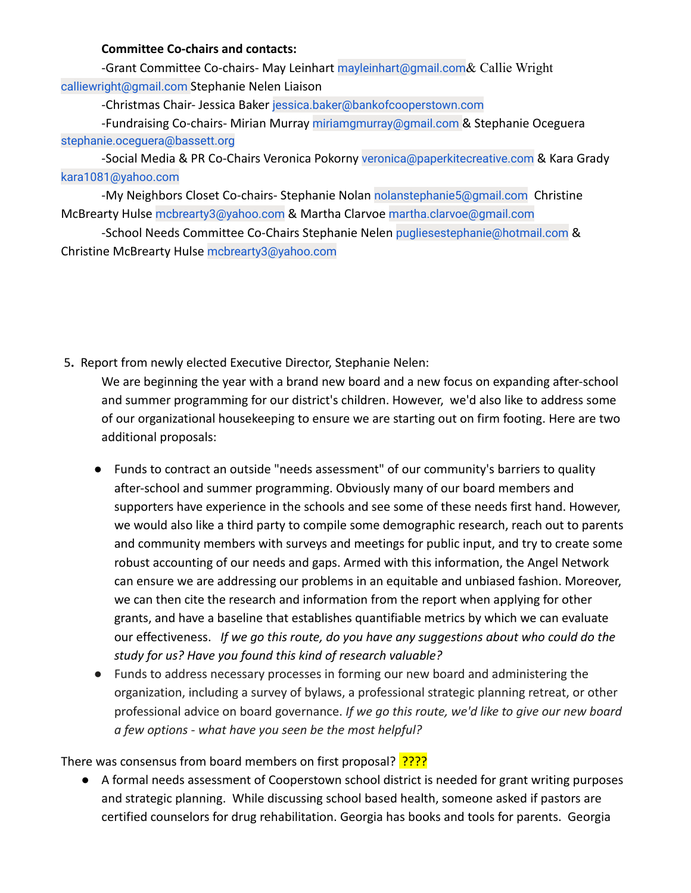**Committee Co-chairs and contacts:**

-Grant Committee Co-chairs- May Leinhart mayleinhart@gmail.com& Callie Wright calliewright@gmail.com Stephanie Nelen Liaison

-Christmas Chair- Jessica Baker jessica.baker@bankofcooperstown.com

-Fundraising Co-chairs- Mirian Murray miriamgmurray@gmail.com & Stephanie Oceguera stephanie.oceguera@bassett.org

-Social Media & PR Co-Chairs Veronica Pokorny veronica@paperkitecreative.com & Kara Grady kara1081@yahoo.com

-My Neighbors Closet Co-chairs- Stephanie Nolan nolanstephanie5@gmail.com Christine McBrearty Hulse mcbrearty3@yahoo.com & Martha Clarvoe martha.clarvoe@gmail.com

-School Needs Committee Co-Chairs Stephanie Nelen pugliesestephanie@hotmail.com & Christine McBrearty Hulse mcbrearty3@yahoo.com

5. Report from newly elected Executive Director, Stephanie Nelen:

We are beginning the year with a brand new board and a new focus on expanding after-school and summer programming for our district's children. However, we'd also like to address some of our organizational housekeeping to ensure we are starting out on firm footing. Here are two additional proposals:

- Funds to contract an outside "needs assessment" of our community's barriers to quality after-school and summer programming. Obviously many of our board members and supporters have experience in the schools and see some of these needs first hand. However, we would also like a third party to compile some demographic research, reach out to parents and community members with surveys and meetings for public input, and try to create some robust accounting of our needs and gaps. Armed with this information, the Angel Network can ensure we are addressing our problems in an equitable and unbiased fashion. Moreover, we can then cite the research and information from the report when applying for other grants, and have a baseline that establishes quantifiable metrics by which we can evaluate our effectiveness. *If we go this route, do you have any suggestions about who could do the study for us? Have you found this kind of research valuable?*
- Funds to address necessary processes in forming our new board and administering the organization, including a survey of bylaws, a professional strategic planning retreat, or other professional advice on board governance. *If we go this route, we'd like to give our new board a few options - what have you seen be the most helpful?*

There was consensus from board members on first proposal? ????

- A formal needs assessment of Cooperstown school district is needed for grant writing purposes and strategic planning. While discussing school based health, someone asked if pastors are certified counselors for drug rehabilitation. Georgia has books and tools for parents. Georgia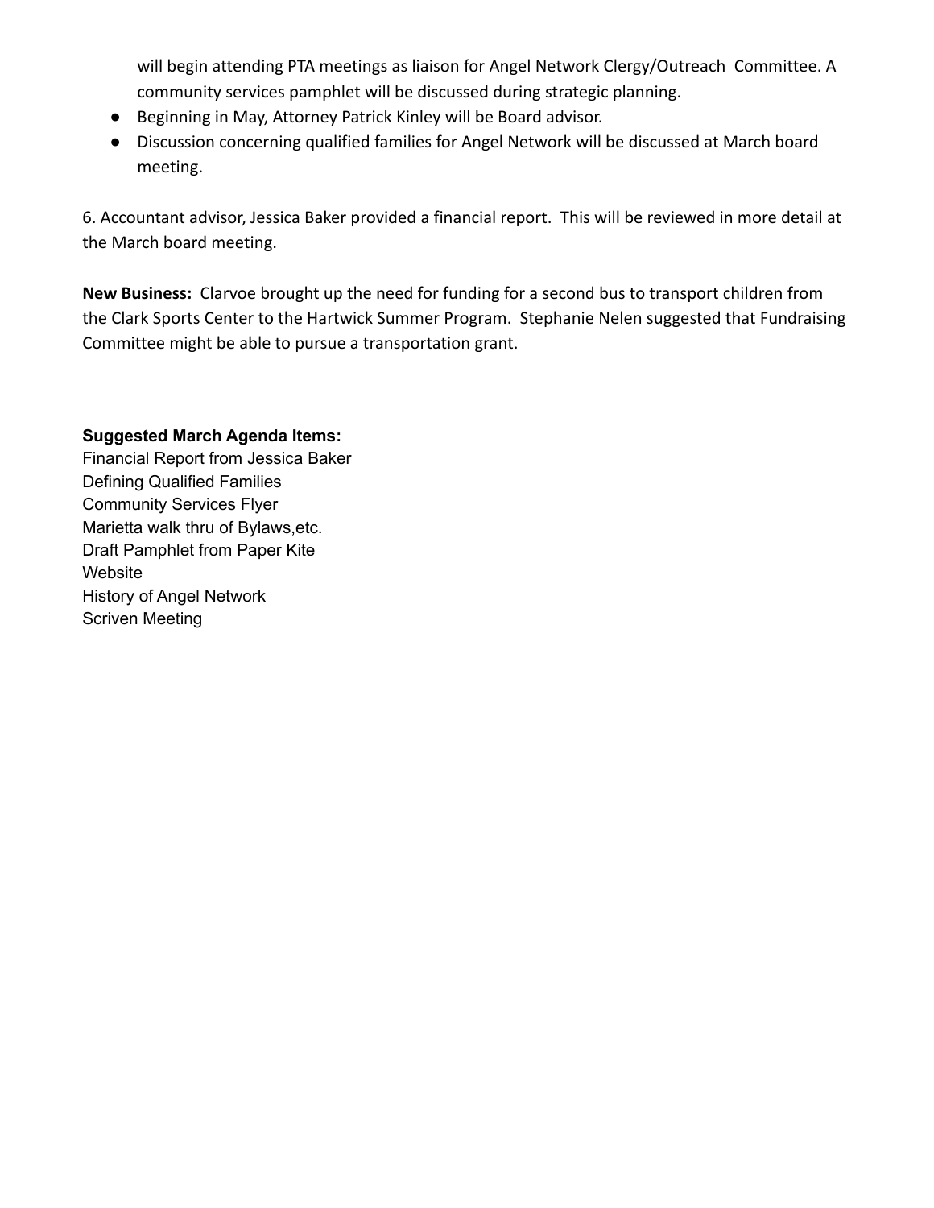will begin attending PTA meetings as liaison for Angel Network Clergy/Outreach  Committee. A community services pamphlet will be discussed during strategic planning.

- Beginning in May, Attorney Patrick Kinley will be Board advisor.
- Discussion concerning qualified families for Angel Network will be discussed at March board meeting.

6. Accountant advisor, Jessica Baker provided a financial report.  This will be reviewed in more detail at the March board meeting.

**New Business:** Clarvoe brought up the need for funding for a second bus to transport children from the Clark Sports Center to the Hartwick Summer Program.  Stephanie Nelen suggested that Fundraising Committee might be able to pursue a transportation grant.

**Suggested March Agenda Items:**

Financial Report from Jessica Baker
Defining Qualified Families
Community Services Flyer
Marietta walk thru of Bylaws,etc.
Draft Pamphlet from Paper Kite
Website
History of Angel Network
Scriven Meeting